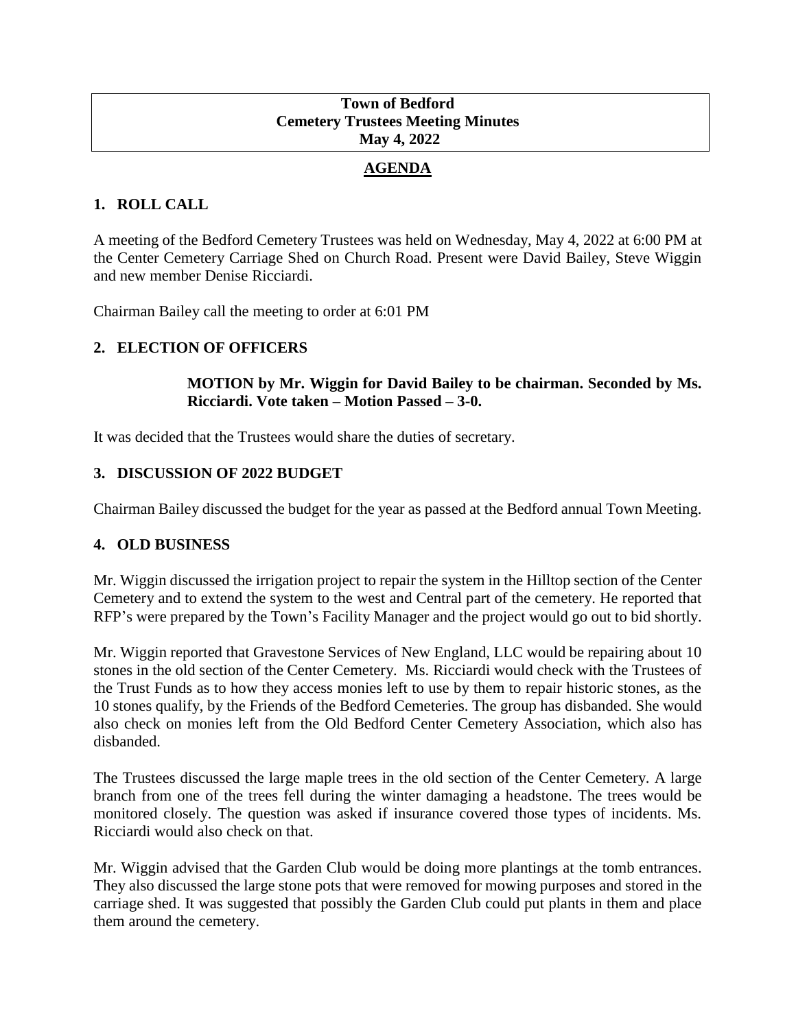**Town of Bedford**
**Cemetery Trustees Meeting Minutes**
**May 4, 2022**

## AGENDA

### 1. ROLL CALL

A meeting of the Bedford Cemetery Trustees was held on Wednesday, May 4, 2022 at 6:00 PM at the Center Cemetery Carriage Shed on Church Road. Present were David Bailey, Steve Wiggin and new member Denise Ricciardi.

Chairman Bailey call the meeting to order at 6:01 PM

### 2. ELECTION OF OFFICERS

> **MOTION by Mr. Wiggin for David Bailey to be chairman. Seconded by Ms. Ricciardi. Vote taken – Motion Passed – 3-0.**

It was decided that the Trustees would share the duties of secretary.

### 3. DISCUSSION OF 2022 BUDGET

Chairman Bailey discussed the budget for the year as passed at the Bedford annual Town Meeting.

### 4. OLD BUSINESS

Mr. Wiggin discussed the irrigation project to repair the system in the Hilltop section of the Center Cemetery and to extend the system to the west and Central part of the cemetery. He reported that RFP's were prepared by the Town's Facility Manager and the project would go out to bid shortly.

Mr. Wiggin reported that Gravestone Services of New England, LLC would be repairing about 10 stones in the old section of the Center Cemetery. Ms. Ricciardi would check with the Trustees of the Trust Funds as to how they access monies left to use by them to repair historic stones, as the 10 stones qualify, by the Friends of the Bedford Cemeteries. The group has disbanded. She would also check on monies left from the Old Bedford Center Cemetery Association, which also has disbanded.

The Trustees discussed the large maple trees in the old section of the Center Cemetery. A large branch from one of the trees fell during the winter damaging a headstone. The trees would be monitored closely. The question was asked if insurance covered those types of incidents. Ms. Ricciardi would also check on that.

Mr. Wiggin advised that the Garden Club would be doing more plantings at the tomb entrances. They also discussed the large stone pots that were removed for mowing purposes and stored in the carriage shed. It was suggested that possibly the Garden Club could put plants in them and place them around the cemetery.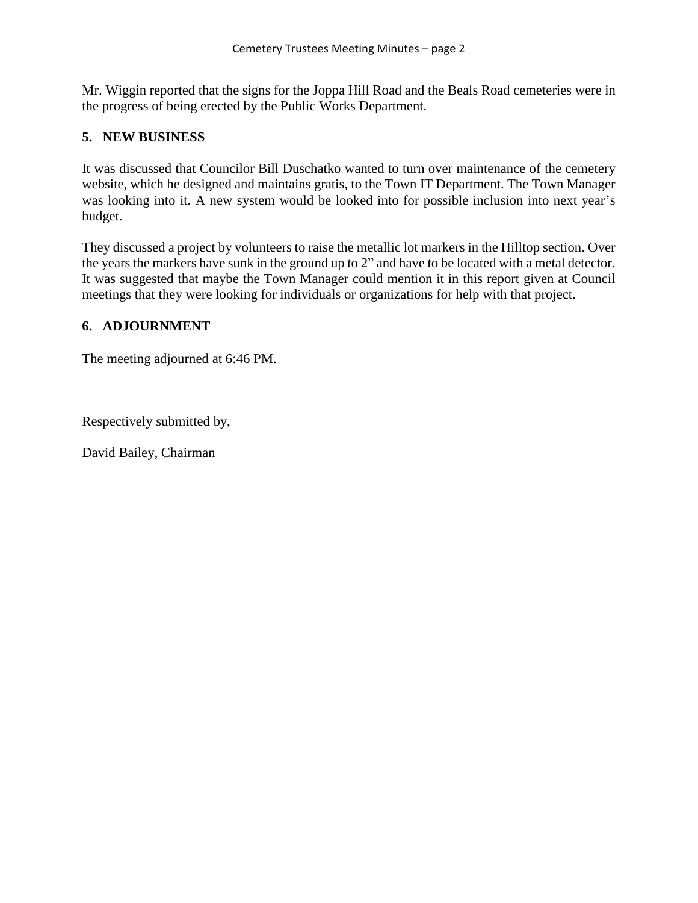Mr. Wiggin reported that the signs for the Joppa Hill Road and the Beals Road cemeteries were in the progress of being erected by the Public Works Department.

## 5. NEW BUSINESS

It was discussed that Councilor Bill Duschatko wanted to turn over maintenance of the cemetery website, which he designed and maintains gratis, to the Town IT Department. The Town Manager was looking into it. A new system would be looked into for possible inclusion into next year's budget.

They discussed a project by volunteers to raise the metallic lot markers in the Hilltop section. Over the years the markers have sunk in the ground up to 2" and have to be located with a metal detector. It was suggested that maybe the Town Manager could mention it in this report given at Council meetings that they were looking for individuals or organizations for help with that project.

## 6. ADJOURNMENT

The meeting adjourned at 6:46 PM.

Respectively submitted by,

David Bailey, Chairman